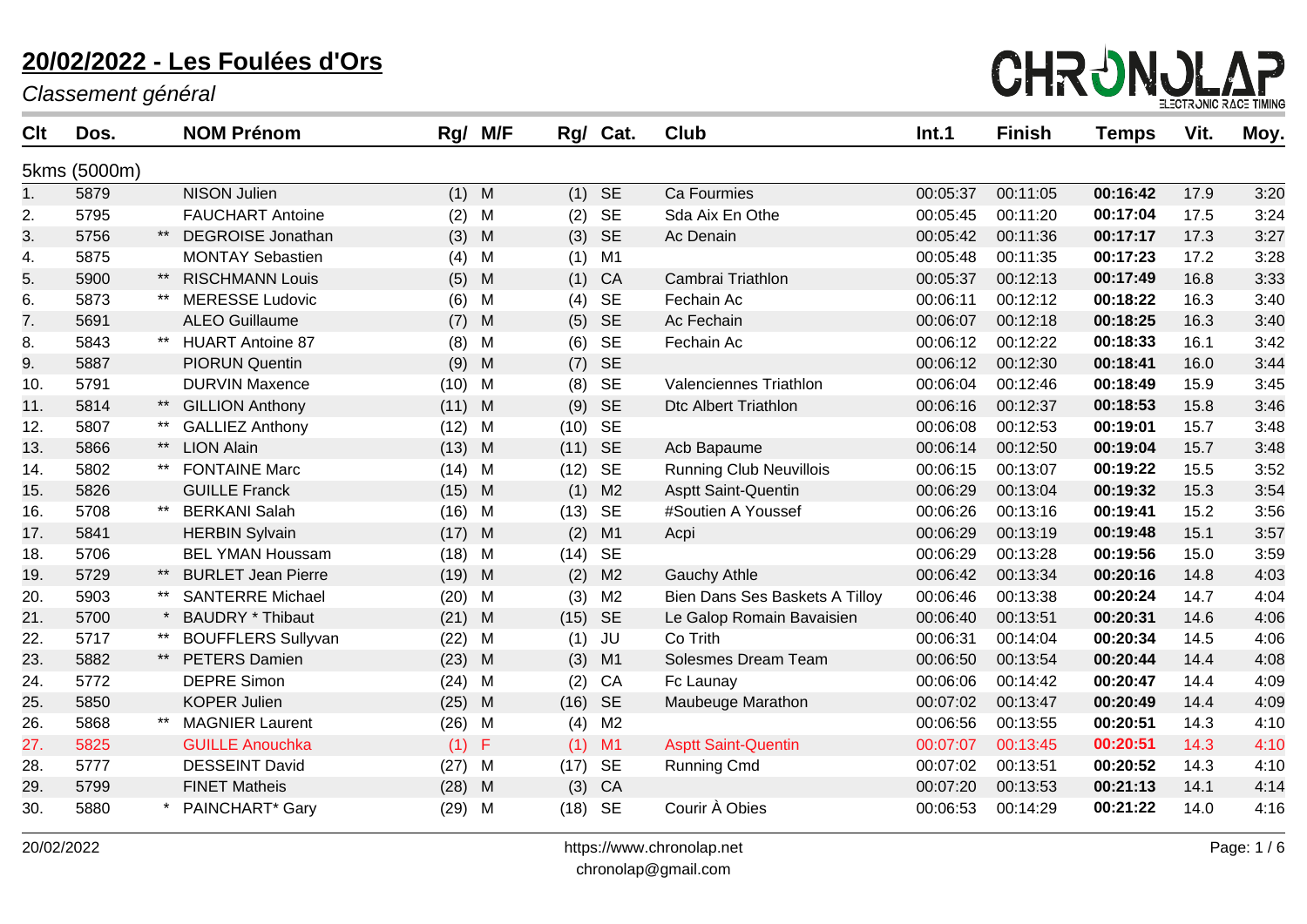# 20/02/2022 - Les Foulées d'Ors

*Classement général*

CHRONOLAP ELECTRONIC RACE TIMING

5kms (5000m)

| Clt | Dos. | | NOM Prénom | Rg/ | M/F | Rg/ | Cat. | Club | Int.1 | Finish | Temps | Vit. | Moy. |
|---|---|---|---|---|---|---|---|---|---|---|---|---|---|
| 1. | 5879 | | NISON Julien | (1) | M | (1) | SE | Ca Fourmies | 00:05:37 | 00:11:05 | **00:16:42** | 17.9 | 3:20 |
| 2. | 5795 | | FAUCHART Antoine | (2) | M | (2) | SE | Sda Aix En Othe | 00:05:45 | 00:11:20 | **00:17:04** | 17.5 | 3:24 |
| 3. | 5756 | ** | DEGROISE Jonathan | (3) | M | (3) | SE | Ac Denain | 00:05:42 | 00:11:36 | **00:17:17** | 17.3 | 3:27 |
| 4. | 5875 | | MONTAY Sebastien | (4) | M | (1) | M1 | | 00:05:48 | 00:11:35 | **00:17:23** | 17.2 | 3:28 |
| 5. | 5900 | ** | RISCHMANN Louis | (5) | M | (1) | CA | Cambrai Triathlon | 00:05:37 | 00:12:13 | **00:17:49** | 16.8 | 3:33 |
| 6. | 5873 | ** | MERESSE Ludovic | (6) | M | (4) | SE | Fechain Ac | 00:06:11 | 00:12:12 | **00:18:22** | 16.3 | 3:40 |
| 7. | 5691 | | ALEO Guillaume | (7) | M | (5) | SE | Ac Fechain | 00:06:07 | 00:12:18 | **00:18:25** | 16.3 | 3:40 |
| 8. | 5843 | ** | HUART Antoine 87 | (8) | M | (6) | SE | Fechain Ac | 00:06:12 | 00:12:22 | **00:18:33** | 16.1 | 3:42 |
| 9. | 5887 | | PIORUN Quentin | (9) | M | (7) | SE | | 00:06:12 | 00:12:30 | **00:18:41** | 16.0 | 3:44 |
| 10. | 5791 | | DURVIN Maxence | (10) | M | (8) | SE | Valenciennes Triathlon | 00:06:04 | 00:12:46 | **00:18:49** | 15.9 | 3:45 |
| 11. | 5814 | ** | GILLION Anthony | (11) | M | (9) | SE | Dtc Albert Triathlon | 00:06:16 | 00:12:37 | **00:18:53** | 15.8 | 3:46 |
| 12. | 5807 | ** | GALLIEZ Anthony | (12) | M | (10) | SE | | 00:06:08 | 00:12:53 | **00:19:01** | 15.7 | 3:48 |
| 13. | 5866 | ** | LION Alain | (13) | M | (11) | SE | Acb Bapaume | 00:06:14 | 00:12:50 | **00:19:04** | 15.7 | 3:48 |
| 14. | 5802 | ** | FONTAINE Marc | (14) | M | (12) | SE | Running Club Neuvillois | 00:06:15 | 00:13:07 | **00:19:22** | 15.5 | 3:52 |
| 15. | 5826 | | GUILLE Franck | (15) | M | (1) | M2 | Asptt Saint-Quentin | 00:06:29 | 00:13:04 | **00:19:32** | 15.3 | 3:54 |
| 16. | 5708 | ** | BERKANI Salah | (16) | M | (13) | SE | #Soutien A Youssef | 00:06:26 | 00:13:16 | **00:19:41** | 15.2 | 3:56 |
| 17. | 5841 | | HERBIN Sylvain | (17) | M | (2) | M1 | Acpi | 00:06:29 | 00:13:19 | **00:19:48** | 15.1 | 3:57 |
| 18. | 5706 | | BEL YMAN Houssam | (18) | M | (14) | SE | | 00:06:29 | 00:13:28 | **00:19:56** | 15.0 | 3:59 |
| 19. | 5729 | ** | BURLET Jean Pierre | (19) | M | (2) | M2 | Gauchy Athle | 00:06:42 | 00:13:34 | **00:20:16** | 14.8 | 4:03 |
| 20. | 5903 | ** | SANTERRE Michael | (20) | M | (3) | M2 | Bien Dans Ses Baskets A Tilloy | 00:06:46 | 00:13:38 | **00:20:24** | 14.7 | 4:04 |
| 21. | 5700 | * | BAUDRY * Thibaut | (21) | M | (15) | SE | Le Galop Romain Bavaisien | 00:06:40 | 00:13:51 | **00:20:31** | 14.6 | 4:06 |
| 22. | 5717 | ** | BOUFFLERS Sullyvan | (22) | M | (1) | JU | Co Trith | 00:06:31 | 00:14:04 | **00:20:34** | 14.5 | 4:06 |
| 23. | 5882 | ** | PETERS Damien | (23) | M | (3) | M1 | Solesmes Dream Team | 00:06:50 | 00:13:54 | **00:20:44** | 14.4 | 4:08 |
| 24. | 5772 | | DEPRE Simon | (24) | M | (2) | CA | Fc Launay | 00:06:06 | 00:14:42 | **00:20:47** | 14.4 | 4:09 |
| 25. | 5850 | | KOPER Julien | (25) | M | (16) | SE | Maubeuge Marathon | 00:07:02 | 00:13:47 | **00:20:49** | 14.4 | 4:09 |
| 26. | 5868 | ** | MAGNIER Laurent | (26) | M | (4) | M2 | | 00:06:56 | 00:13:55 | **00:20:51** | 14.3 | 4:10 |
| 27. | 5825 | | GUILLE Anouchka | (1) | F | (1) | M1 | Asptt Saint-Quentin | 00:07:07 | 00:13:45 | **00:20:51** | 14.3 | 4:10 |
| 28. | 5777 | | DESSEINT David | (27) | M | (17) | SE | Running Cmd | 00:07:02 | 00:13:51 | **00:20:52** | 14.3 | 4:10 |
| 29. | 5799 | | FINET Matheis | (28) | M | (3) | CA | | 00:07:20 | 00:13:53 | **00:21:13** | 14.1 | 4:14 |
| 30. | 5880 | * | PAINCHART* Gary | (29) | M | (18) | SE | Courir À Obies | 00:06:53 | 00:14:29 | **00:21:22** | 14.0 | 4:16 |

20/02/2022 https://www.chronolap.net chronolap@gmail.com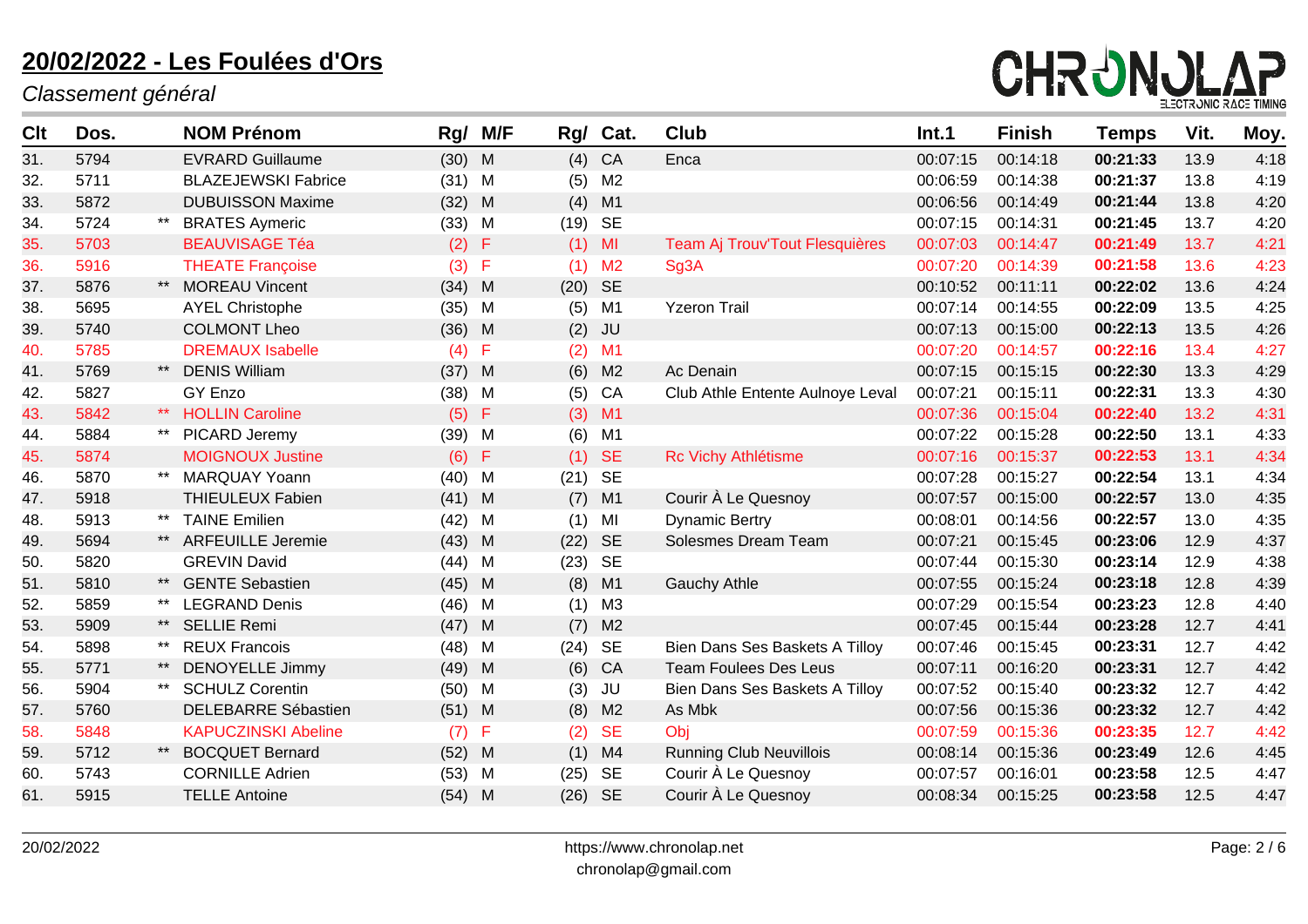# 20/02/2022 - Les Foulées d'Ors

*Classement général*

| Clt | Dos. | | NOM Prénom | Rg/ | M/F | Rg/ | Cat. | Club | Int.1 | Finish | Temps | Vit. | Moy. |
|---|---|---|---|---|---|---|---|---|---|---|---|---|---|
| 31. | 5794 | | EVRARD Guillaume | (30) | M | (4) | CA | Enca | 00:07:15 | 00:14:18 | **00:21:33** | 13.9 | 4:18 |
| 32. | 5711 | | BLAZEJEWSKI Fabrice | (31) | M | (5) | M2 | | 00:06:59 | 00:14:38 | **00:21:37** | 13.8 | 4:19 |
| 33. | 5872 | | DUBUISSON Maxime | (32) | M | (4) | M1 | | 00:06:56 | 00:14:49 | **00:21:44** | 13.8 | 4:20 |
| 34. | 5724 | ** | BRATES Aymeric | (33) | M | (19) | SE | | 00:07:15 | 00:14:31 | **00:21:45** | 13.7 | 4:20 |
| 35. | 5703 | | BEAUVISAGE Téa | (2) | F | (1) | MI | Team Aj Trouv'Tout Flesquières | 00:07:03 | 00:14:47 | **00:21:49** | 13.7 | 4:21 |
| 36. | 5916 | | THEATE Françoise | (3) | F | (1) | M2 | Sg3A | 00:07:20 | 00:14:39 | **00:21:58** | 13.6 | 4:23 |
| 37. | 5876 | ** | MOREAU Vincent | (34) | M | (20) | SE | | 00:10:52 | 00:11:11 | **00:22:02** | 13.6 | 4:24 |
| 38. | 5695 | | AYEL Christophe | (35) | M | (5) | M1 | Yzeron Trail | 00:07:14 | 00:14:55 | **00:22:09** | 13.5 | 4:25 |
| 39. | 5740 | | COLMONT Lheo | (36) | M | (2) | JU | | 00:07:13 | 00:15:00 | **00:22:13** | 13.5 | 4:26 |
| 40. | 5785 | | DREMAUX Isabelle | (4) | F | (2) | M1 | | 00:07:20 | 00:14:57 | **00:22:16** | 13.4 | 4:27 |
| 41. | 5769 | ** | DENIS William | (37) | M | (6) | M2 | Ac Denain | 00:07:15 | 00:15:15 | **00:22:30** | 13.3 | 4:29 |
| 42. | 5827 | | GY Enzo | (38) | M | (5) | CA | Club Athle Entente Aulnoye Leval | 00:07:21 | 00:15:11 | **00:22:31** | 13.3 | 4:30 |
| 43. | 5842 | ** | HOLLIN Caroline | (5) | F | (3) | M1 | | 00:07:36 | 00:15:04 | **00:22:40** | 13.2 | 4:31 |
| 44. | 5884 | ** | PICARD Jeremy | (39) | M | (6) | M1 | | 00:07:22 | 00:15:28 | **00:22:50** | 13.1 | 4:33 |
| 45. | 5874 | | MOIGNOUX Justine | (6) | F | (1) | SE | Rc Vichy Athlétisme | 00:07:16 | 00:15:37 | **00:22:53** | 13.1 | 4:34 |
| 46. | 5870 | ** | MARQUAY Yoann | (40) | M | (21) | SE | | 00:07:28 | 00:15:27 | **00:22:54** | 13.1 | 4:34 |
| 47. | 5918 | | THIEULEUX Fabien | (41) | M | (7) | M1 | Courir À Le Quesnoy | 00:07:57 | 00:15:00 | **00:22:57** | 13.0 | 4:35 |
| 48. | 5913 | ** | TAINE Emilien | (42) | M | (1) | MI | Dynamic Bertry | 00:08:01 | 00:14:56 | **00:22:57** | 13.0 | 4:35 |
| 49. | 5694 | ** | ARFEUILLE Jeremie | (43) | M | (22) | SE | Solesmes Dream Team | 00:07:21 | 00:15:45 | **00:23:06** | 12.9 | 4:37 |
| 50. | 5820 | | GREVIN David | (44) | M | (23) | SE | | 00:07:44 | 00:15:30 | **00:23:14** | 12.9 | 4:38 |
| 51. | 5810 | ** | GENTE Sebastien | (45) | M | (8) | M1 | Gauchy Athle | 00:07:55 | 00:15:24 | **00:23:18** | 12.8 | 4:39 |
| 52. | 5859 | ** | LEGRAND Denis | (46) | M | (1) | M3 | | 00:07:29 | 00:15:54 | **00:23:23** | 12.8 | 4:40 |
| 53. | 5909 | ** | SELLIE Remi | (47) | M | (7) | M2 | | 00:07:45 | 00:15:44 | **00:23:28** | 12.7 | 4:41 |
| 54. | 5898 | ** | REUX Francois | (48) | M | (24) | SE | Bien Dans Ses Baskets A Tilloy | 00:07:46 | 00:15:45 | **00:23:31** | 12.7 | 4:42 |
| 55. | 5771 | ** | DENOYELLE Jimmy | (49) | M | (6) | CA | Team Foulees Des Leus | 00:07:11 | 00:16:20 | **00:23:31** | 12.7 | 4:42 |
| 56. | 5904 | ** | SCHULZ Corentin | (50) | M | (3) | JU | Bien Dans Ses Baskets A Tilloy | 00:07:52 | 00:15:40 | **00:23:32** | 12.7 | 4:42 |
| 57. | 5760 | | DELEBARRE Sébastien | (51) | M | (8) | M2 | As Mbk | 00:07:56 | 00:15:36 | **00:23:32** | 12.7 | 4:42 |
| 58. | 5848 | | KAPUCZINSKI Abeline | (7) | F | (2) | SE | Obj | 00:07:59 | 00:15:36 | **00:23:35** | 12.7 | 4:42 |
| 59. | 5712 | ** | BOCQUET Bernard | (52) | M | (1) | M4 | Running Club Neuvillois | 00:08:14 | 00:15:36 | **00:23:49** | 12.6 | 4:45 |
| 60. | 5743 | | CORNILLE Adrien | (53) | M | (25) | SE | Courir À Le Quesnoy | 00:07:57 | 00:16:01 | **00:23:58** | 12.5 | 4:47 |
| 61. | 5915 | | TELLE Antoine | (54) | M | (26) | SE | Courir À Le Quesnoy | 00:08:34 | 00:15:25 | **00:23:58** | 12.5 | 4:47 |

20/02/2022 https://www.chronolap.net chronolap@gmail.com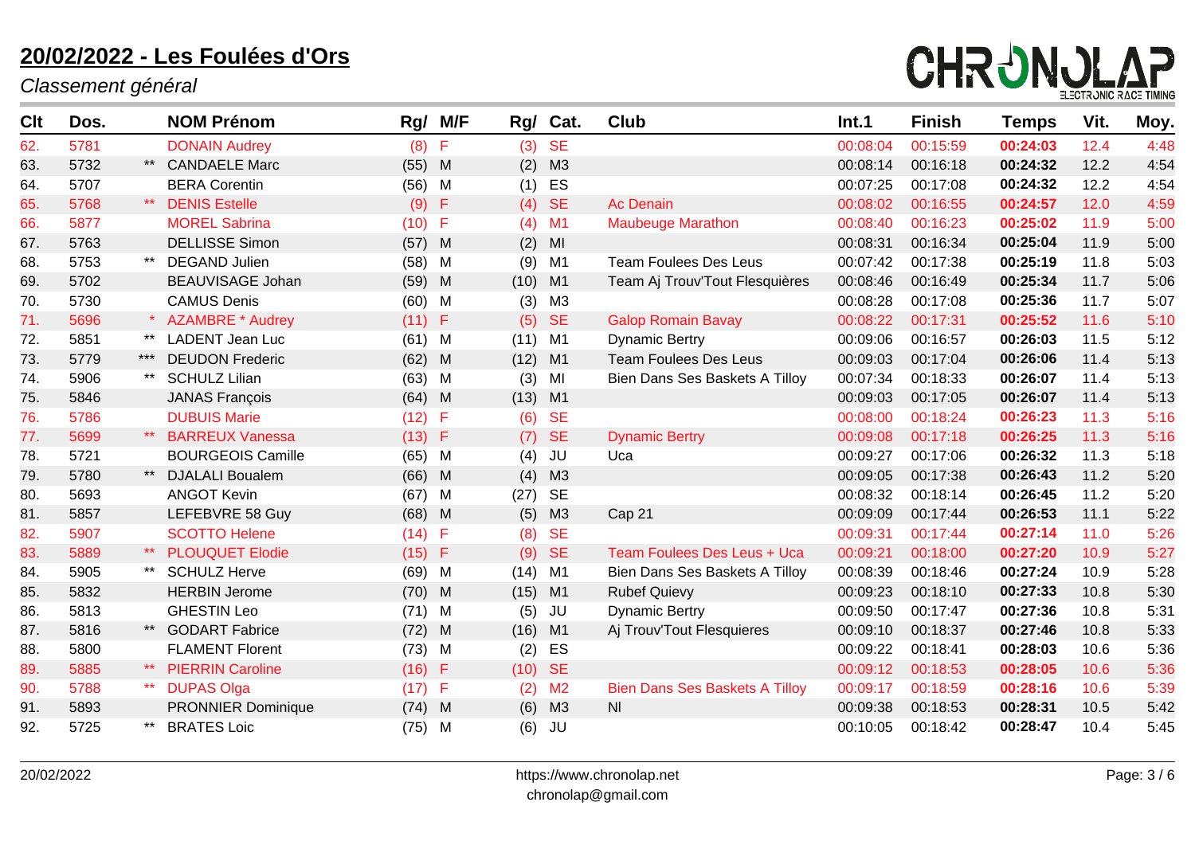# 20/02/2022 - Les Foulées d'Ors

*Classement général*

| Clt | Dos. | | NOM Prénom | Rg/ M/F | | Rg/ Cat. | | Club | Int.1 | Finish | Temps | Vit. | Moy. |
|---|---|---|---|---|---|---|---|---|---|---|---|---|---|
| 62. | 5781 | | DONAIN Audrey | (8) | F | (3) | SE | | 00:08:04 | 00:15:59 | **00:24:03** | 12.4 | 4:48 |
| 63. | 5732 | ** | CANDAELE Marc | (55) | M | (2) | M3 | | 00:08:14 | 00:16:18 | **00:24:32** | 12.2 | 4:54 |
| 64. | 5707 | | BERA Corentin | (56) | M | (1) | ES | | 00:07:25 | 00:17:08 | **00:24:32** | 12.2 | 4:54 |
| 65. | 5768 | ** | DENIS Estelle | (9) | F | (4) | SE | Ac Denain | 00:08:02 | 00:16:55 | **00:24:57** | 12.0 | 4:59 |
| 66. | 5877 | | MOREL Sabrina | (10) | F | (4) | M1 | Maubeuge Marathon | 00:08:40 | 00:16:23 | **00:25:02** | 11.9 | 5:00 |
| 67. | 5763 | | DELLISSE Simon | (57) | M | (2) | MI | | 00:08:31 | 00:16:34 | **00:25:04** | 11.9 | 5:00 |
| 68. | 5753 | ** | DEGAND Julien | (58) | M | (9) | M1 | Team Foulees Des Leus | 00:07:42 | 00:17:38 | **00:25:19** | 11.8 | 5:03 |
| 69. | 5702 | | BEAUVISAGE Johan | (59) | M | (10) | M1 | Team Aj Trouv'Tout Flesquières | 00:08:46 | 00:16:49 | **00:25:34** | 11.7 | 5:06 |
| 70. | 5730 | | CAMUS Denis | (60) | M | (3) | M3 | | 00:08:28 | 00:17:08 | **00:25:36** | 11.7 | 5:07 |
| 71. | 5696 | * | AZAMBRE * Audrey | (11) | F | (5) | SE | Galop Romain Bavay | 00:08:22 | 00:17:31 | **00:25:52** | 11.6 | 5:10 |
| 72. | 5851 | ** | LADENT Jean Luc | (61) | M | (11) | M1 | Dynamic Bertry | 00:09:06 | 00:16:57 | **00:26:03** | 11.5 | 5:12 |
| 73. | 5779 | *** | DEUDON Frederic | (62) | M | (12) | M1 | Team Foulees Des Leus | 00:09:03 | 00:17:04 | **00:26:06** | 11.4 | 5:13 |
| 74. | 5906 | ** | SCHULZ Lilian | (63) | M | (3) | MI | Bien Dans Ses Baskets A Tilloy | 00:07:34 | 00:18:33 | **00:26:07** | 11.4 | 5:13 |
| 75. | 5846 | | JANAS François | (64) | M | (13) | M1 | | 00:09:03 | 00:17:05 | **00:26:07** | 11.4 | 5:13 |
| 76. | 5786 | | DUBUIS Marie | (12) | F | (6) | SE | | 00:08:00 | 00:18:24 | **00:26:23** | 11.3 | 5:16 |
| 77. | 5699 | ** | BARREUX Vanessa | (13) | F | (7) | SE | Dynamic Bertry | 00:09:08 | 00:17:18 | **00:26:25** | 11.3 | 5:16 |
| 78. | 5721 | | BOURGEOIS Camille | (65) | M | (4) | JU | Uca | 00:09:27 | 00:17:06 | **00:26:32** | 11.3 | 5:18 |
| 79. | 5780 | ** | DJALALI Boualem | (66) | M | (4) | M3 | | 00:09:05 | 00:17:38 | **00:26:43** | 11.2 | 5:20 |
| 80. | 5693 | | ANGOT Kevin | (67) | M | (27) | SE | | 00:08:32 | 00:18:14 | **00:26:45** | 11.2 | 5:20 |
| 81. | 5857 | | LEFEBVRE 58 Guy | (68) | M | (5) | M3 | Cap 21 | 00:09:09 | 00:17:44 | **00:26:53** | 11.1 | 5:22 |
| 82. | 5907 | | SCOTTO Helene | (14) | F | (8) | SE | | 00:09:31 | 00:17:44 | **00:27:14** | 11.0 | 5:26 |
| 83. | 5889 | ** | PLOUQUET Elodie | (15) | F | (9) | SE | Team Foulees Des Leus + Uca | 00:09:21 | 00:18:00 | **00:27:20** | 10.9 | 5:27 |
| 84. | 5905 | ** | SCHULZ Herve | (69) | M | (14) | M1 | Bien Dans Ses Baskets A Tilloy | 00:08:39 | 00:18:46 | **00:27:24** | 10.9 | 5:28 |
| 85. | 5832 | | HERBIN Jerome | (70) | M | (15) | M1 | Rubef Quievy | 00:09:23 | 00:18:10 | **00:27:33** | 10.8 | 5:30 |
| 86. | 5813 | | GHESTIN Leo | (71) | M | (5) | JU | Dynamic Bertry | 00:09:50 | 00:17:47 | **00:27:36** | 10.8 | 5:31 |
| 87. | 5816 | ** | GODART Fabrice | (72) | M | (16) | M1 | Aj Trouv'Tout Flesquieres | 00:09:10 | 00:18:37 | **00:27:46** | 10.8 | 5:33 |
| 88. | 5800 | | FLAMENT Florent | (73) | M | (2) | ES | | 00:09:22 | 00:18:41 | **00:28:03** | 10.6 | 5:36 |
| 89. | 5885 | ** | PIERRIN Caroline | (16) | F | (10) | SE | | 00:09:12 | 00:18:53 | **00:28:05** | 10.6 | 5:36 |
| 90. | 5788 | ** | DUPAS Olga | (17) | F | (2) | M2 | Bien Dans Ses Baskets A Tilloy | 00:09:17 | 00:18:59 | **00:28:16** | 10.6 | 5:39 |
| 91. | 5893 | | PRONNIER Dominique | (74) | M | (6) | M3 | Nl | 00:09:38 | 00:18:53 | **00:28:31** | 10.5 | 5:42 |
| 92. | 5725 | ** | BRATES Loic | (75) | M | (6) | JU | | 00:10:05 | 00:18:42 | **00:28:47** | 10.4 | 5:45 |

20/02/2022 https://www.chronolap.net chronolap@gmail.com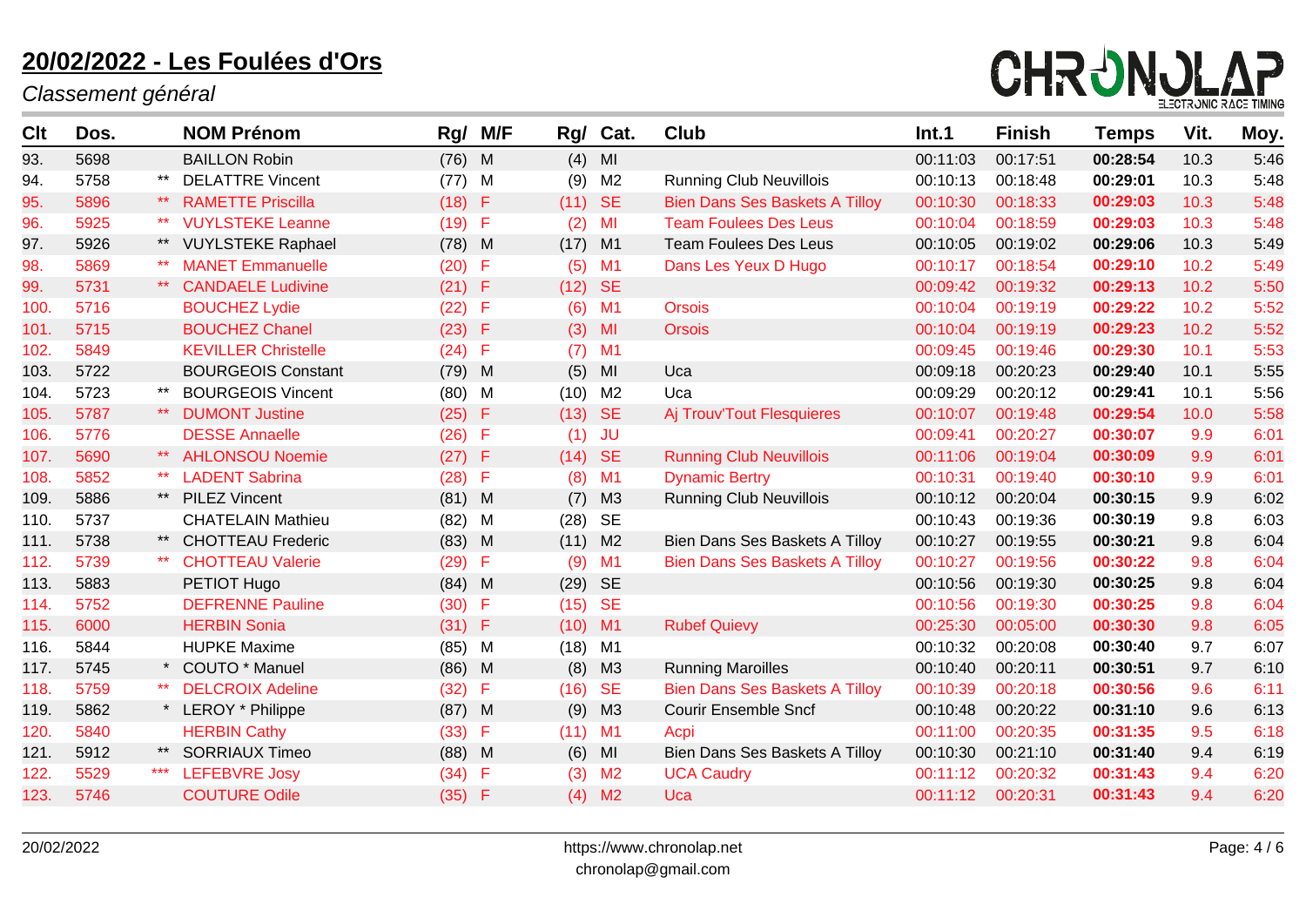# 20/02/2022 - Les Foulées d'Ors

*Classement général*

| Clt | Dos. | | NOM Prénom | Rg/ | M/F | Rg/ | Cat. | Club | Int.1 | Finish | Temps | Vit. | Moy. |
|---|---|---|---|---|---|---|---|---|---|---|---|---|---|
| 93. | 5698 | | BAILLON Robin | (76) | M | (4) | MI | | 00:11:03 | 00:17:51 | **00:28:54** | 10.3 | 5:46 |
| 94. | 5758 | ** | DELATTRE Vincent | (77) | M | (9) | M2 | Running Club Neuvillois | 00:10:13 | 00:18:48 | **00:29:01** | 10.3 | 5:48 |
| 95. | 5896 | ** | RAMETTE Priscilla | (18) | F | (11) | SE | Bien Dans Ses Baskets A Tilloy | 00:10:30 | 00:18:33 | **00:29:03** | 10.3 | 5:48 |
| 96. | 5925 | ** | VUYLSTEKE Leanne | (19) | F | (2) | MI | Team Foulees Des Leus | 00:10:04 | 00:18:59 | **00:29:03** | 10.3 | 5:48 |
| 97. | 5926 | ** | VUYLSTEKE Raphael | (78) | M | (17) | M1 | Team Foulees Des Leus | 00:10:05 | 00:19:02 | **00:29:06** | 10.3 | 5:49 |
| 98. | 5869 | ** | MANET Emmanuelle | (20) | F | (5) | M1 | Dans Les Yeux D Hugo | 00:10:17 | 00:18:54 | **00:29:10** | 10.2 | 5:49 |
| 99. | 5731 | ** | CANDAELE Ludivine | (21) | F | (12) | SE | | 00:09:42 | 00:19:32 | **00:29:13** | 10.2 | 5:50 |
| 100. | 5716 | | BOUCHEZ Lydie | (22) | F | (6) | M1 | Orsois | 00:10:04 | 00:19:19 | **00:29:22** | 10.2 | 5:52 |
| 101. | 5715 | | BOUCHEZ Chanel | (23) | F | (3) | MI | Orsois | 00:10:04 | 00:19:19 | **00:29:23** | 10.2 | 5:52 |
| 102. | 5849 | | KEVILLER Christelle | (24) | F | (7) | M1 | | 00:09:45 | 00:19:46 | **00:29:30** | 10.1 | 5:53 |
| 103. | 5722 | | BOURGEOIS Constant | (79) | M | (5) | MI | Uca | 00:09:18 | 00:20:23 | **00:29:40** | 10.1 | 5:55 |
| 104. | 5723 | ** | BOURGEOIS Vincent | (80) | M | (10) | M2 | Uca | 00:09:29 | 00:20:12 | **00:29:41** | 10.1 | 5:56 |
| 105. | 5787 | ** | DUMONT Justine | (25) | F | (13) | SE | Aj Trouv'Tout Flesquieres | 00:10:07 | 00:19:48 | **00:29:54** | 10.0 | 5:58 |
| 106. | 5776 | | DESSE Annaelle | (26) | F | (1) | JU | | 00:09:41 | 00:20:27 | **00:30:07** | 9.9 | 6:01 |
| 107. | 5690 | ** | AHLONSOU Noemie | (27) | F | (14) | SE | Running Club Neuvillois | 00:11:06 | 00:19:04 | **00:30:09** | 9.9 | 6:01 |
| 108. | 5852 | ** | LADENT Sabrina | (28) | F | (8) | M1 | Dynamic Bertry | 00:10:31 | 00:19:40 | **00:30:10** | 9.9 | 6:01 |
| 109. | 5886 | ** | PILEZ Vincent | (81) | M | (7) | M3 | Running Club Neuvillois | 00:10:12 | 00:20:04 | **00:30:15** | 9.9 | 6:02 |
| 110. | 5737 | | CHATELAIN Mathieu | (82) | M | (28) | SE | | 00:10:43 | 00:19:36 | **00:30:19** | 9.8 | 6:03 |
| 111. | 5738 | ** | CHOTTEAU Frederic | (83) | M | (11) | M2 | Bien Dans Ses Baskets A Tilloy | 00:10:27 | 00:19:55 | **00:30:21** | 9.8 | 6:04 |
| 112. | 5739 | ** | CHOTTEAU Valerie | (29) | F | (9) | M1 | Bien Dans Ses Baskets A Tilloy | 00:10:27 | 00:19:56 | **00:30:22** | 9.8 | 6:04 |
| 113. | 5883 | | PETIOT Hugo | (84) | M | (29) | SE | | 00:10:56 | 00:19:30 | **00:30:25** | 9.8 | 6:04 |
| 114. | 5752 | | DEFRENNE Pauline | (30) | F | (15) | SE | | 00:10:56 | 00:19:30 | **00:30:25** | 9.8 | 6:04 |
| 115. | 6000 | | HERBIN Sonia | (31) | F | (10) | M1 | Rubef Quievy | 00:25:30 | 00:05:00 | **00:30:30** | 9.8 | 6:05 |
| 116. | 5844 | | HUPKE Maxime | (85) | M | (18) | M1 | | 00:10:32 | 00:20:08 | **00:30:40** | 9.7 | 6:07 |
| 117. | 5745 | * | COUTO * Manuel | (86) | M | (8) | M3 | Running Maroilles | 00:10:40 | 00:20:11 | **00:30:51** | 9.7 | 6:10 |
| 118. | 5759 | ** | DELCROIX Adeline | (32) | F | (16) | SE | Bien Dans Ses Baskets A Tilloy | 00:10:39 | 00:20:18 | **00:30:56** | 9.6 | 6:11 |
| 119. | 5862 | * | LEROY * Philippe | (87) | M | (9) | M3 | Courir Ensemble Sncf | 00:10:48 | 00:20:22 | **00:31:10** | 9.6 | 6:13 |
| 120. | 5840 | | HERBIN Cathy | (33) | F | (11) | M1 | Acpi | 00:11:00 | 00:20:35 | **00:31:35** | 9.5 | 6:18 |
| 121. | 5912 | ** | SORRIAUX Timeo | (88) | M | (6) | MI | Bien Dans Ses Baskets A Tilloy | 00:10:30 | 00:21:10 | **00:31:40** | 9.4 | 6:19 |
| 122. | 5529 | *** | LEFEBVRE Josy | (34) | F | (3) | M2 | UCA Caudry | 00:11:12 | 00:20:32 | **00:31:43** | 9.4 | 6:20 |
| 123. | 5746 | | COUTURE Odile | (35) | F | (4) | M2 | Uca | 00:11:12 | 00:20:31 | **00:31:43** | 9.4 | 6:20 |

https://www.chronolap.net
chronolap@gmail.com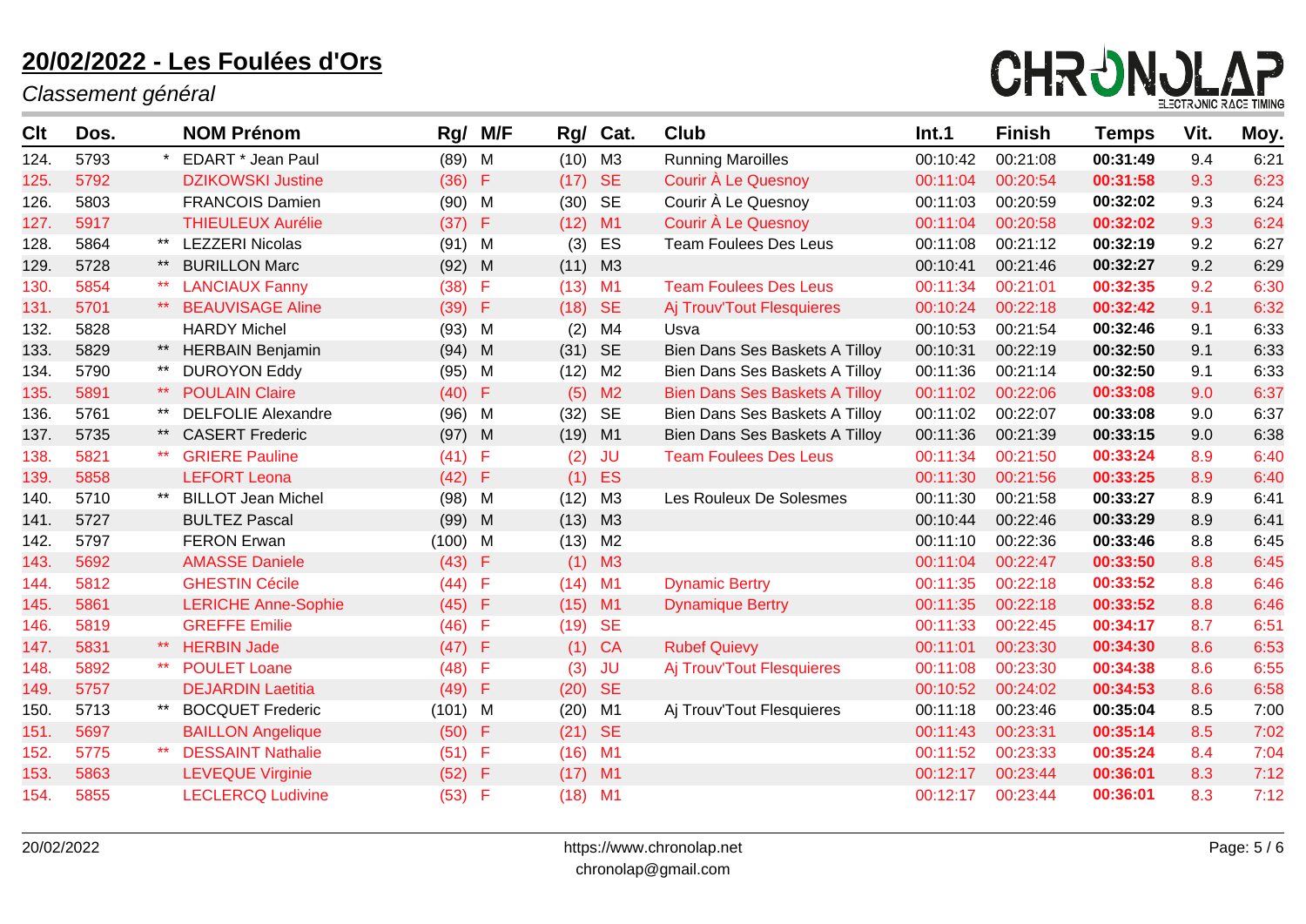# 20/02/2022 - Les Foulées d'Ors

*Classement général*

| Clt | Dos. | | NOM Prénom | Rg/ M/F | | Rg/ Cat. | | Club | Int.1 | Finish | Temps | Vit. | Moy. |
|---|---|---|---|---|---|---|---|---|---|---|---|---|---|
| 124. | 5793 | * | EDART * Jean Paul | (89) | M | (10) | M3 | Running Maroilles | 00:10:42 | 00:21:08 | **00:31:49** | 9.4 | 6:21 |
| 125. | 5792 | | DZIKOWSKI Justine | (36) | F | (17) | SE | Courir À Le Quesnoy | 00:11:04 | 00:20:54 | **00:31:58** | 9.3 | 6:23 |
| 126. | 5803 | | FRANCOIS Damien | (90) | M | (30) | SE | Courir À Le Quesnoy | 00:11:03 | 00:20:59 | **00:32:02** | 9.3 | 6:24 |
| 127. | 5917 | | THIEULEUX Aurélie | (37) | F | (12) | M1 | Courir À Le Quesnoy | 00:11:04 | 00:20:58 | **00:32:02** | 9.3 | 6:24 |
| 128. | 5864 | ** | LEZZERI Nicolas | (91) | M | (3) | ES | Team Foulees Des Leus | 00:11:08 | 00:21:12 | **00:32:19** | 9.2 | 6:27 |
| 129. | 5728 | ** | BURILLON Marc | (92) | M | (11) | M3 | | 00:10:41 | 00:21:46 | **00:32:27** | 9.2 | 6:29 |
| 130. | 5854 | ** | LANCIAUX Fanny | (38) | F | (13) | M1 | Team Foulees Des Leus | 00:11:34 | 00:21:01 | **00:32:35** | 9.2 | 6:30 |
| 131. | 5701 | ** | BEAUVISAGE Aline | (39) | F | (18) | SE | Aj Trouv'Tout Flesquieres | 00:10:24 | 00:22:18 | **00:32:42** | 9.1 | 6:32 |
| 132. | 5828 | | HARDY Michel | (93) | M | (2) | M4 | Usva | 00:10:53 | 00:21:54 | **00:32:46** | 9.1 | 6:33 |
| 133. | 5829 | ** | HERBAIN Benjamin | (94) | M | (31) | SE | Bien Dans Ses Baskets A Tilloy | 00:10:31 | 00:22:19 | **00:32:50** | 9.1 | 6:33 |
| 134. | 5790 | ** | DUROYON Eddy | (95) | M | (12) | M2 | Bien Dans Ses Baskets A Tilloy | 00:11:36 | 00:21:14 | **00:32:50** | 9.1 | 6:33 |
| 135. | 5891 | ** | POULAIN Claire | (40) | F | (5) | M2 | Bien Dans Ses Baskets A Tilloy | 00:11:02 | 00:22:06 | **00:33:08** | 9.0 | 6:37 |
| 136. | 5761 | ** | DELFOLIE Alexandre | (96) | M | (32) | SE | Bien Dans Ses Baskets A Tilloy | 00:11:02 | 00:22:07 | **00:33:08** | 9.0 | 6:37 |
| 137. | 5735 | ** | CASERT Frederic | (97) | M | (19) | M1 | Bien Dans Ses Baskets A Tilloy | 00:11:36 | 00:21:39 | **00:33:15** | 9.0 | 6:38 |
| 138. | 5821 | ** | GRIERE Pauline | (41) | F | (2) | JU | Team Foulees Des Leus | 00:11:34 | 00:21:50 | **00:33:24** | 8.9 | 6:40 |
| 139. | 5858 | | LEFORT Leona | (42) | F | (1) | ES | | 00:11:30 | 00:21:56 | **00:33:25** | 8.9 | 6:40 |
| 140. | 5710 | ** | BILLOT Jean Michel | (98) | M | (12) | M3 | Les Rouleux De Solesmes | 00:11:30 | 00:21:58 | **00:33:27** | 8.9 | 6:41 |
| 141. | 5727 | | BULTEZ Pascal | (99) | M | (13) | M3 | | 00:10:44 | 00:22:46 | **00:33:29** | 8.9 | 6:41 |
| 142. | 5797 | | FERON Erwan | (100) | M | (13) | M2 | | 00:11:10 | 00:22:36 | **00:33:46** | 8.8 | 6:45 |
| 143. | 5692 | | AMASSE Daniele | (43) | F | (1) | M3 | | 00:11:04 | 00:22:47 | **00:33:50** | 8.8 | 6:45 |
| 144. | 5812 | | GHESTIN Cécile | (44) | F | (14) | M1 | Dynamic Bertry | 00:11:35 | 00:22:18 | **00:33:52** | 8.8 | 6:46 |
| 145. | 5861 | | LERICHE Anne-Sophie | (45) | F | (15) | M1 | Dynamique Bertry | 00:11:35 | 00:22:18 | **00:33:52** | 8.8 | 6:46 |
| 146. | 5819 | | GREFFE Emilie | (46) | F | (19) | SE | | 00:11:33 | 00:22:45 | **00:34:17** | 8.7 | 6:51 |
| 147. | 5831 | ** | HERBIN Jade | (47) | F | (1) | CA | Rubef Quievy | 00:11:01 | 00:23:30 | **00:34:30** | 8.6 | 6:53 |
| 148. | 5892 | ** | POULET Loane | (48) | F | (3) | JU | Aj Trouv'Tout Flesquieres | 00:11:08 | 00:23:30 | **00:34:38** | 8.6 | 6:55 |
| 149. | 5757 | | DEJARDIN Laetitia | (49) | F | (20) | SE | | 00:10:52 | 00:24:02 | **00:34:53** | 8.6 | 6:58 |
| 150. | 5713 | ** | BOCQUET Frederic | (101) | M | (20) | M1 | Aj Trouv'Tout Flesquieres | 00:11:18 | 00:23:46 | **00:35:04** | 8.5 | 7:00 |
| 151. | 5697 | | BAILLON Angelique | (50) | F | (21) | SE | | 00:11:43 | 00:23:31 | **00:35:14** | 8.5 | 7:02 |
| 152. | 5775 | ** | DESSAINT Nathalie | (51) | F | (16) | M1 | | 00:11:52 | 00:23:33 | **00:35:24** | 8.4 | 7:04 |
| 153. | 5863 | | LEVEQUE Virginie | (52) | F | (17) | M1 | | 00:12:17 | 00:23:44 | **00:36:01** | 8.3 | 7:12 |
| 154. | 5855 | | LECLERCQ Ludivine | (53) | F | (18) | M1 | | 00:12:17 | 00:23:44 | **00:36:01** | 8.3 | 7:12 |

20/02/2022 https://www.chronolap.net chronolap@gmail.com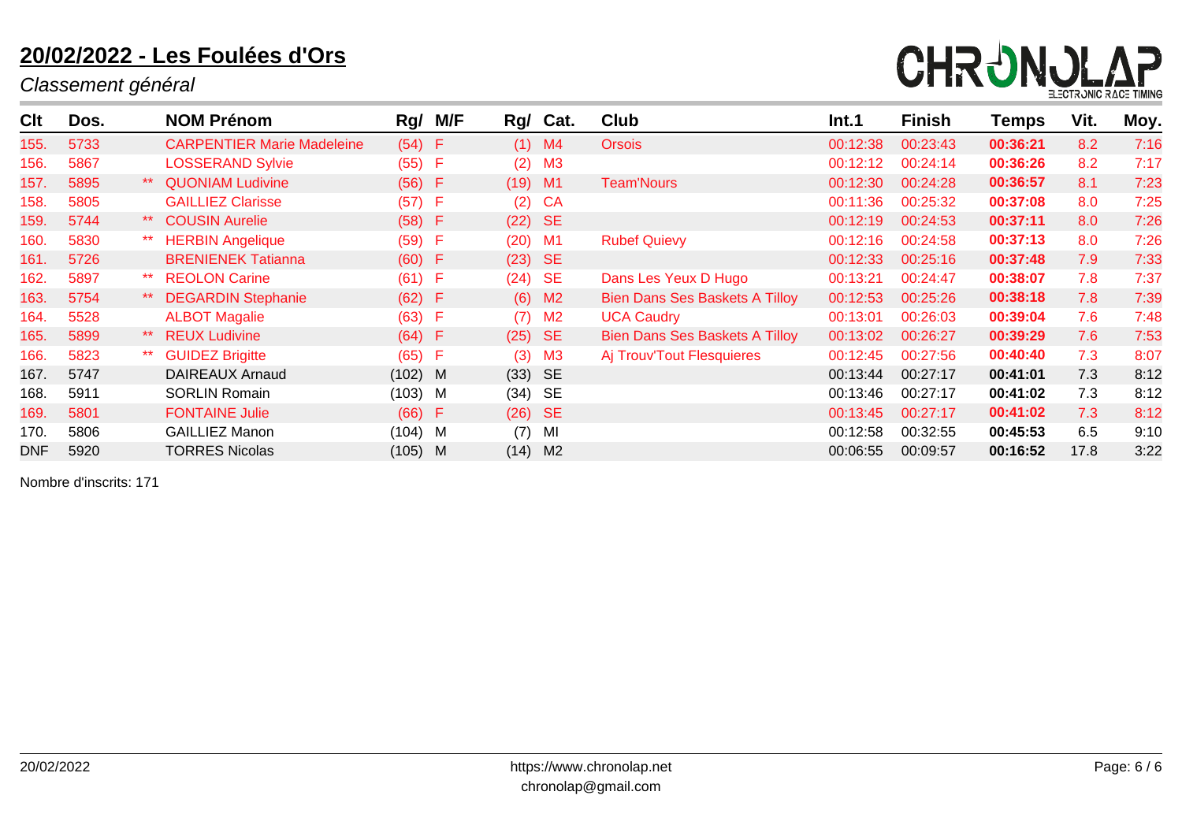# 20/02/2022 - Les Foulées d'Ors

*Classement général*

| Clt | Dos. | | NOM Prénom | Rg/ | M/F | Rg/ | Cat. | Club | Int.1 | Finish | Temps | Vit. | Moy. |
|---|---|---|---|---|---|---|---|---|---|---|---|---|---|
| 155. | 5733 | | CARPENTIER Marie Madeleine | (54) | F | (1) | M4 | Orsois | 00:12:38 | 00:23:43 | **00:36:21** | 8.2 | 7:16 |
| 156. | 5867 | | LOSSERAND Sylvie | (55) | F | (2) | M3 | | 00:12:12 | 00:24:14 | **00:36:26** | 8.2 | 7:17 |
| 157. | 5895 | ** | QUONIAM Ludivine | (56) | F | (19) | M1 | Team'Nours | 00:12:30 | 00:24:28 | **00:36:57** | 8.1 | 7:23 |
| 158. | 5805 | | GAILLIEZ Clarisse | (57) | F | (2) | CA | | 00:11:36 | 00:25:32 | **00:37:08** | 8.0 | 7:25 |
| 159. | 5744 | ** | COUSIN Aurelie | (58) | F | (22) | SE | | 00:12:19 | 00:24:53 | **00:37:11** | 8.0 | 7:26 |
| 160. | 5830 | ** | HERBIN Angelique | (59) | F | (20) | M1 | Rubef Quievy | 00:12:16 | 00:24:58 | **00:37:13** | 8.0 | 7:26 |
| 161. | 5726 | | BRENIENEK Tatianna | (60) | F | (23) | SE | | 00:12:33 | 00:25:16 | **00:37:48** | 7.9 | 7:33 |
| 162. | 5897 | ** | REOLON Carine | (61) | F | (24) | SE | Dans Les Yeux D Hugo | 00:13:21 | 00:24:47 | **00:38:07** | 7.8 | 7:37 |
| 163. | 5754 | ** | DEGARDIN Stephanie | (62) | F | (6) | M2 | Bien Dans Ses Baskets A Tilloy | 00:12:53 | 00:25:26 | **00:38:18** | 7.8 | 7:39 |
| 164. | 5528 | | ALBOT Magalie | (63) | F | (7) | M2 | UCA Caudry | 00:13:01 | 00:26:03 | **00:39:04** | 7.6 | 7:48 |
| 165. | 5899 | ** | REUX Ludivine | (64) | F | (25) | SE | Bien Dans Ses Baskets A Tilloy | 00:13:02 | 00:26:27 | **00:39:29** | 7.6 | 7:53 |
| 166. | 5823 | ** | GUIDEZ Brigitte | (65) | F | (3) | M3 | Aj Trouv'Tout Flesquieres | 00:12:45 | 00:27:56 | **00:40:40** | 7.3 | 8:07 |
| 167. | 5747 | | DAIREAUX Arnaud | (102) | M | (33) | SE | | 00:13:44 | 00:27:17 | **00:41:01** | 7.3 | 8:12 |
| 168. | 5911 | | SORLIN Romain | (103) | M | (34) | SE | | 00:13:46 | 00:27:17 | **00:41:02** | 7.3 | 8:12 |
| 169. | 5801 | | FONTAINE Julie | (66) | F | (26) | SE | | 00:13:45 | 00:27:17 | **00:41:02** | 7.3 | 8:12 |
| 170. | 5806 | | GAILLIEZ Manon | (104) | M | (7) | MI | | 00:12:58 | 00:32:55 | **00:45:53** | 6.5 | 9:10 |
| DNF | 5920 | | TORRES Nicolas | (105) | M | (14) | M2 | | 00:06:55 | 00:09:57 | **00:16:52** | 17.8 | 3:22 |

Nombre d'inscrits: 171